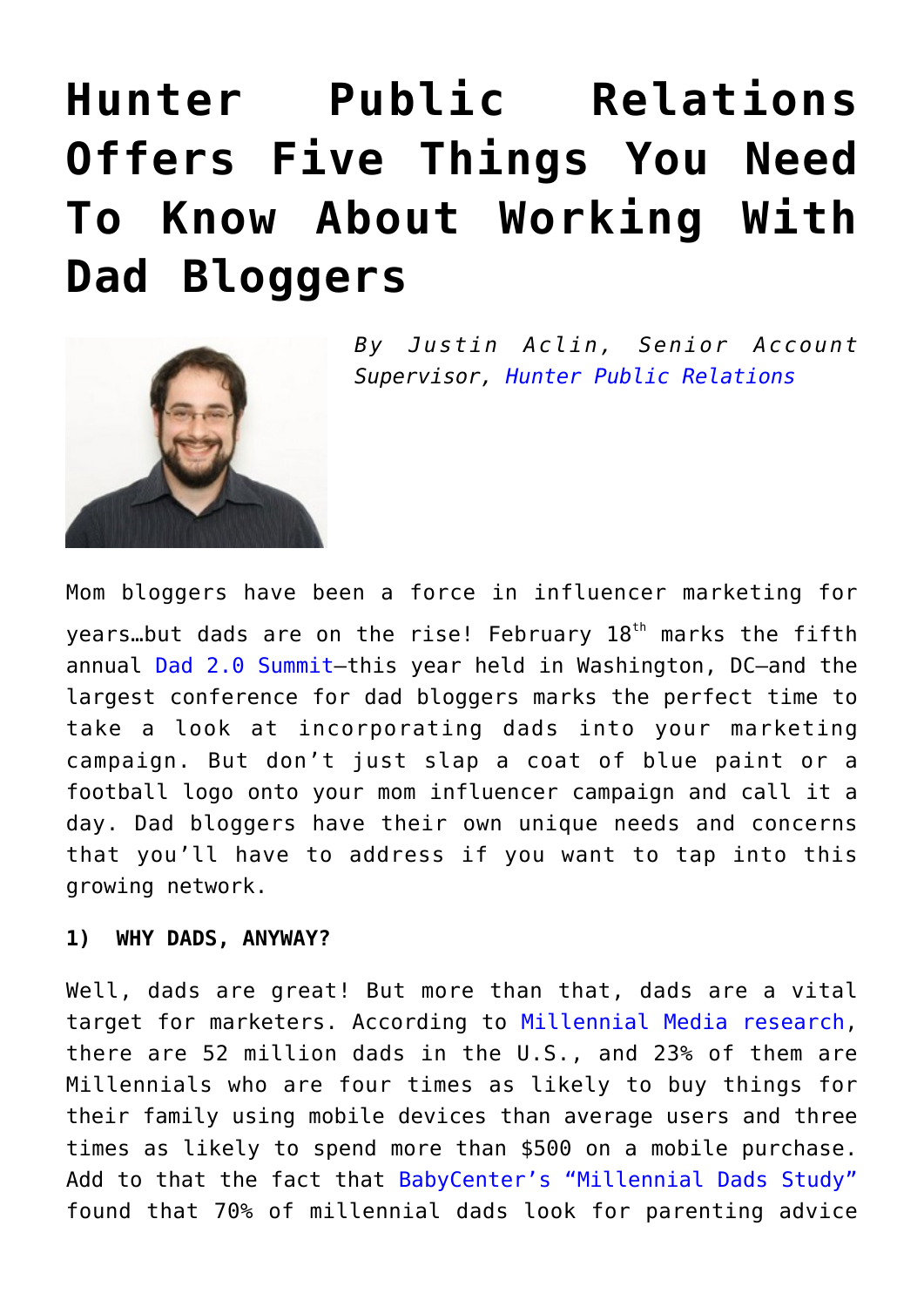# Hunter Public Relations Offers Five Things You Need To Know About Working With Dad Bloggers

*By Justin Aclin, Senior Account Supervisor, Hunter Public Relations*

Mom bloggers have been a force in influencer marketing for years…but dads are on the rise! February 18th marks the fifth annual Dad 2.0 Summit—this year held in Washington, DC—and the largest conference for dad bloggers marks the perfect time to take a look at incorporating dads into your marketing campaign. But don't just slap a coat of blue paint or a football logo onto your mom influencer campaign and call it a day. Dad bloggers have their own unique needs and concerns that you'll have to address if you want to tap into this growing network.

**1) WHY DADS, ANYWAY?**

Well, dads are great! But more than that, dads are a vital target for marketers. According to Millennial Media research, there are 52 million dads in the U.S., and 23% of them are Millennials who are four times as likely to buy things for their family using mobile devices than average users and three times as likely to spend more than $500 on a mobile purchase. Add to that the fact that BabyCenter's "Millennial Dads Study" found that 70% of millennial dads look for parenting advice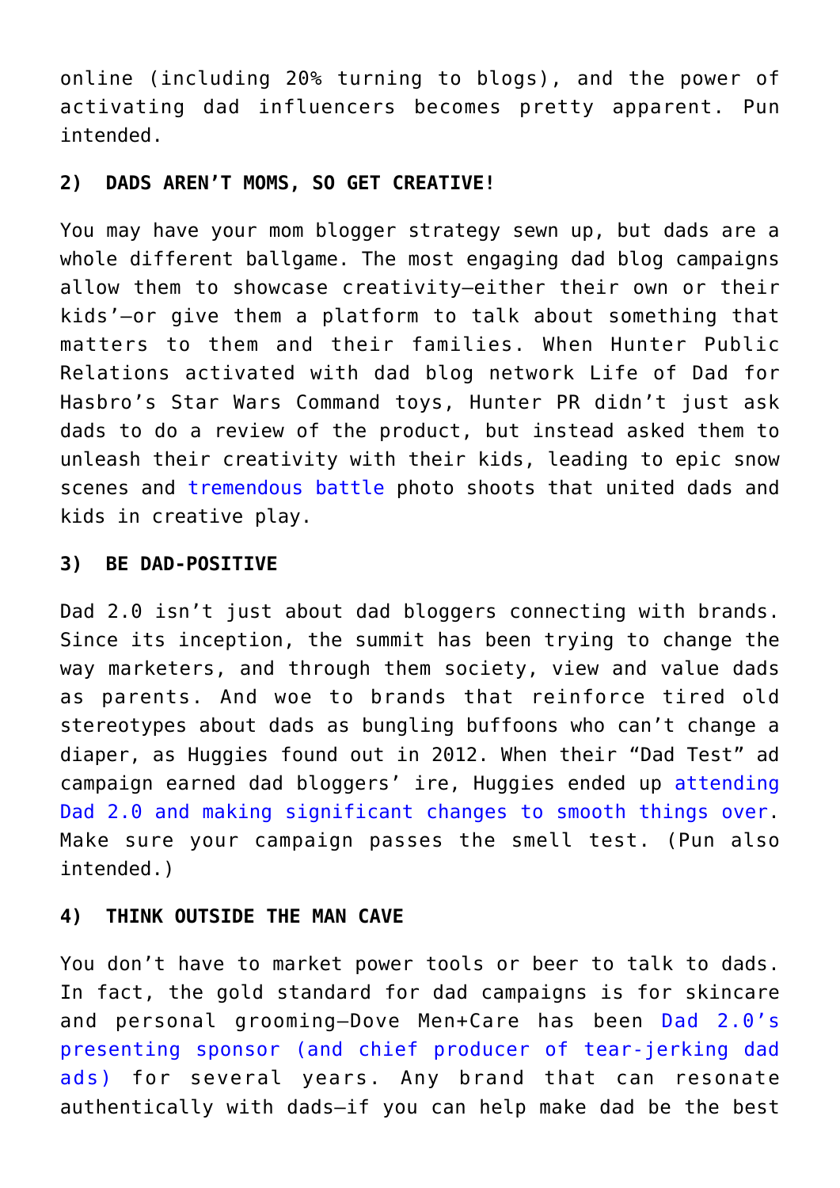online (including 20% turning to blogs), and the power of activating dad influencers becomes pretty apparent. Pun intended.

**2) DADS AREN'T MOMS, SO GET CREATIVE!**

You may have your mom blogger strategy sewn up, but dads are a whole different ballgame. The most engaging dad blog campaigns allow them to showcase creativity—either their own or their kids'—or give them a platform to talk about something that matters to them and their families. When Hunter Public Relations activated with dad blog network Life of Dad for Hasbro's Star Wars Command toys, Hunter PR didn't just ask dads to do a review of the product, but instead asked them to unleash their creativity with their kids, leading to epic snow scenes and tremendous battle photo shoots that united dads and kids in creative play.

**3) BE DAD-POSITIVE**

Dad 2.0 isn't just about dad bloggers connecting with brands. Since its inception, the summit has been trying to change the way marketers, and through them society, view and value dads as parents. And woe to brands that reinforce tired old stereotypes about dads as bungling buffoons who can't change a diaper, as Huggies found out in 2012. When their "Dad Test" ad campaign earned dad bloggers' ire, Huggies ended up attending Dad 2.0 and making significant changes to smooth things over. Make sure your campaign passes the smell test. (Pun also intended.)

**4) THINK OUTSIDE THE MAN CAVE**

You don't have to market power tools or beer to talk to dads. In fact, the gold standard for dad campaigns is for skincare and personal grooming—Dove Men+Care has been Dad 2.0's presenting sponsor (and chief producer of tear-jerking dad ads) for several years. Any brand that can resonate authentically with dads—if you can help make dad be the best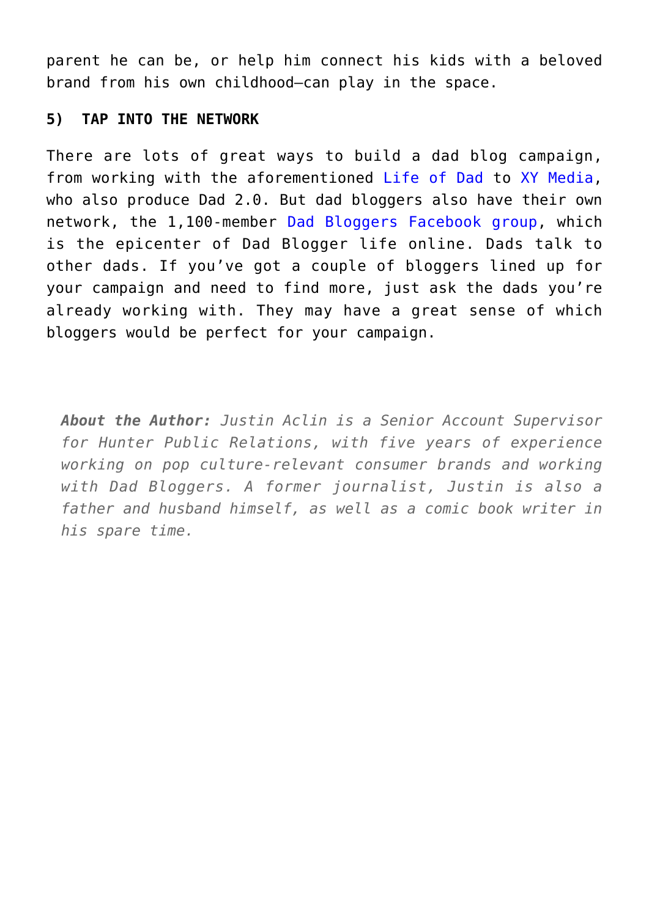parent he can be, or help him connect his kids with a beloved brand from his own childhood—can play in the space.

**5) TAP INTO THE NETWORK**

There are lots of great ways to build a dad blog campaign, from working with the aforementioned Life of Dad to XY Media, who also produce Dad 2.0. But dad bloggers also have their own network, the 1,100-member Dad Bloggers Facebook group, which is the epicenter of Dad Blogger life online. Dads talk to other dads. If you've got a couple of bloggers lined up for your campaign and need to find more, just ask the dads you're already working with. They may have a great sense of which bloggers would be perfect for your campaign.

***About the Author:*** *Justin Aclin is a Senior Account Supervisor for Hunter Public Relations, with five years of experience working on pop culture-relevant consumer brands and working with Dad Bloggers. A former journalist, Justin is also a father and husband himself, as well as a comic book writer in his spare time.*